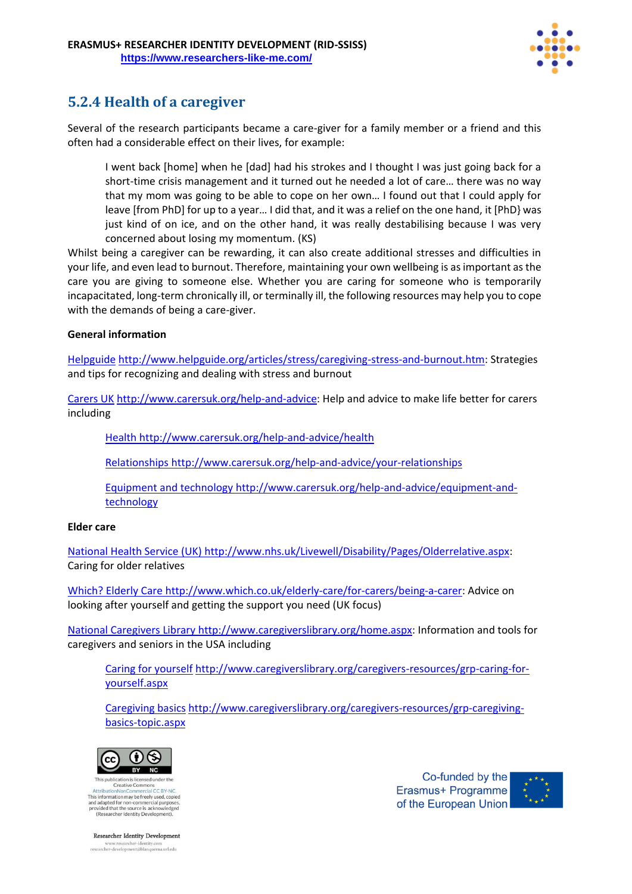## 5.2.4 Health of a caregiver

Several of the research participants became a care-giver for a family member or a friend and this often had a considerable effect on their lives, for example:

> I went back [home] when he [dad] had his strokes and I thought I was just going back for a short-time crisis management and it turned out he needed a lot of care… there was no way that my mom was going to be able to cope on her own… I found out that I could apply for leave [from PhD] for up to a year… I did that, and it was a relief on the one hand, it [PhD} was just kind of on ice, and on the other hand, it was really destabilising because I was very concerned about losing my momentum. (KS)

Whilst being a caregiver can be rewarding, it can also create additional stresses and difficulties in your life, and even lead to burnout. Therefore, maintaining your own wellbeing is as important as the care you are giving to someone else. Whether you are caring for someone who is temporarily incapacitated, long-term chronically ill, or terminally ill, the following resources may help you to cope with the demands of being a care-giver.

**General information**

Helpguide http://www.helpguide.org/articles/stress/caregiving-stress-and-burnout.htm: Strategies and tips for recognizing and dealing with stress and burnout

Carers UK http://www.carersuk.org/help-and-advice: Help and advice to make life better for carers including

> Health http://www.carersuk.org/help-and-advice/health
>
> Relationships http://www.carersuk.org/help-and-advice/your-relationships
>
> Equipment and technology http://www.carersuk.org/help-and-advice/equipment-and-technology

**Elder care**

National Health Service (UK) http://www.nhs.uk/Livewell/Disability/Pages/Olderrelative.aspx: Caring for older relatives

Which? Elderly Care http://www.which.co.uk/elderly-care/for-carers/being-a-carer: Advice on looking after yourself and getting the support you need (UK focus)

National Caregivers Library http://www.caregiverslibrary.org/home.aspx: Information and tools for caregivers and seniors in the USA including

> Caring for yourself http://www.caregiverslibrary.org/caregivers-resources/grp-caring-for-yourself.aspx
>
> Caregiving basics http://www.caregiverslibrary.org/caregivers-resources/grp-caregiving-basics-topic.aspx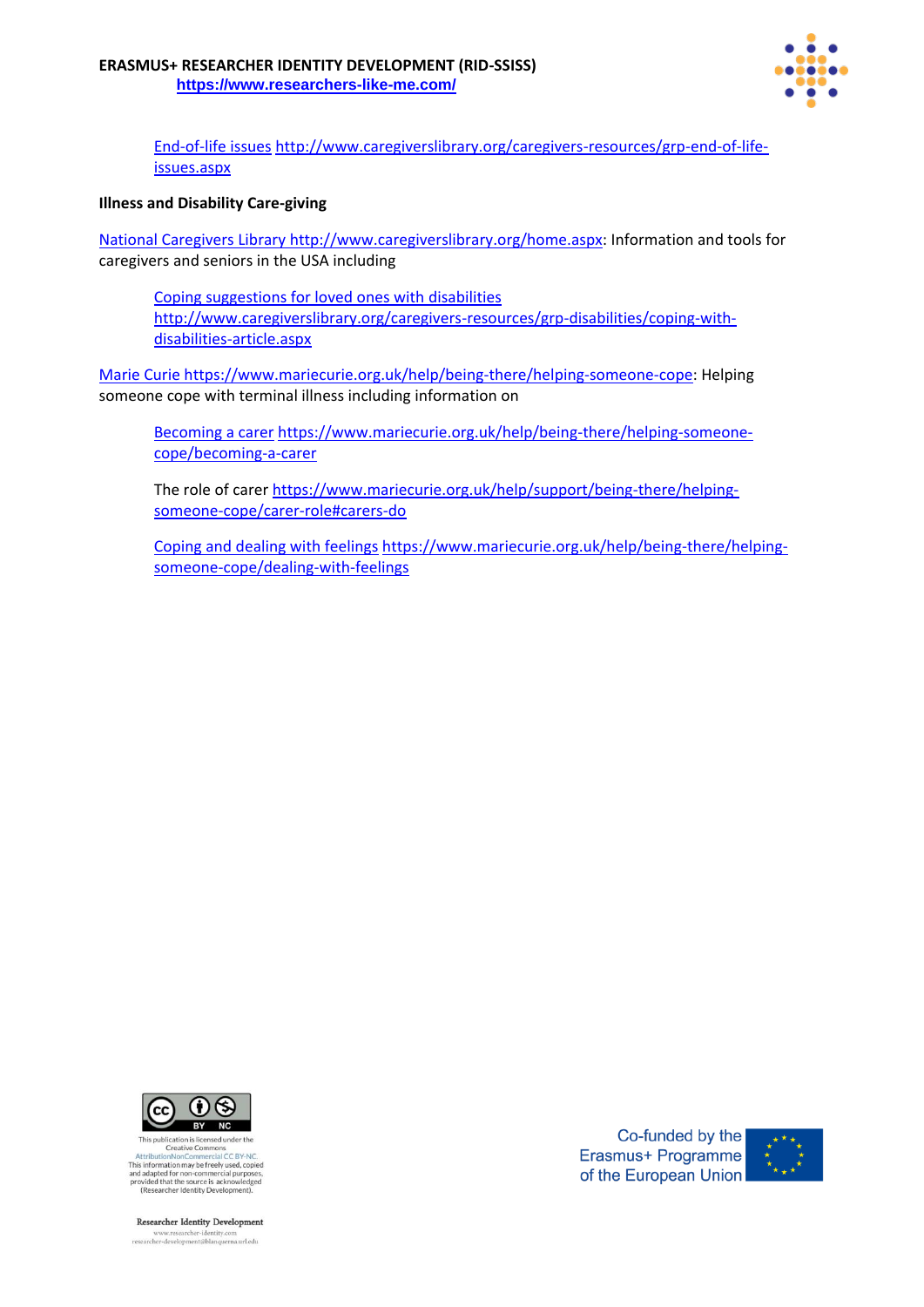[End-of-life issues http://www.caregiverslibrary.org/caregivers-resources/grp-end-of-life-issues.aspx](http://www.caregiverslibrary.org/caregivers-resources/grp-end-of-life-issues.aspx)

**Illness and Disability Care-giving**

[National Caregivers Library http://www.caregiverslibrary.org/home.aspx](http://www.caregiverslibrary.org/home.aspx): Information and tools for caregivers and seniors in the USA including

[Coping suggestions for loved ones with disabilities http://www.caregiverslibrary.org/caregivers-resources/grp-disabilities/coping-with-disabilities-article.aspx](http://www.caregiverslibrary.org/caregivers-resources/grp-disabilities/coping-with-disabilities-article.aspx)

[Marie Curie https://www.mariecurie.org.uk/help/being-there/helping-someone-cope](https://www.mariecurie.org.uk/help/being-there/helping-someone-cope): Helping someone cope with terminal illness including information on

[Becoming a carer https://www.mariecurie.org.uk/help/being-there/helping-someone-cope/becoming-a-carer](https://www.mariecurie.org.uk/help/being-there/helping-someone-cope/becoming-a-carer)

The role of carer [https://www.mariecurie.org.uk/help/support/being-there/helping-someone-cope/carer-role#carers-do](https://www.mariecurie.org.uk/help/support/being-there/helping-someone-cope/carer-role#carers-do)

[Coping and dealing with feelings https://www.mariecurie.org.uk/help/being-there/helping-someone-cope/dealing-with-feelings](https://www.mariecurie.org.uk/help/being-there/helping-someone-cope/dealing-with-feelings)

This publication is licensed under the Creative Commons AttributionNonCommercial CC BY-NC. This information may be freely used, copied and adapted for non-commercial purposes, provided that the source is acknowledged (Researcher Identity Development).

Researcher Identity Development
www.researcher-identity.com
researcher-development@blanquerna.url.edu

Co-funded by the Erasmus+ Programme of the European Union